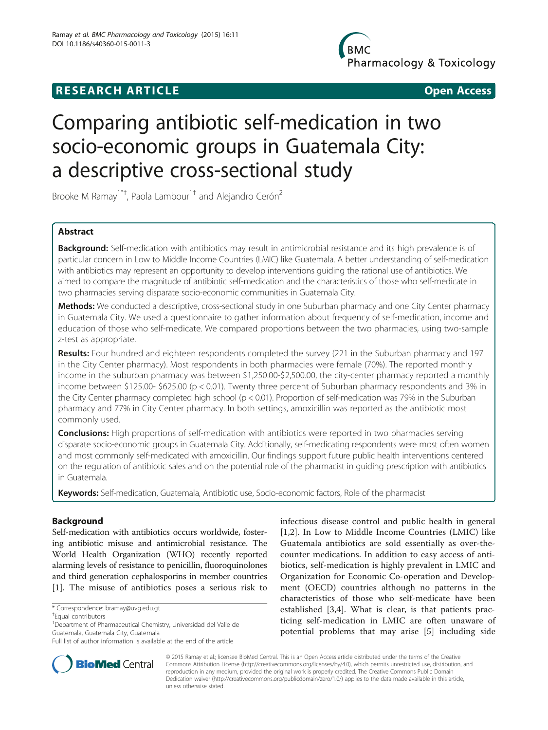**RESEARCH ARTICLE** **Open Access**

# Comparing antibiotic self-medication in two socio-economic groups in Guatemala City: a descriptive cross-sectional study

Brooke M Ramay[1*†], Paola Lambour[1†] and Alejandro Cerón[2]

## Abstract

**Background:** Self-medication with antibiotics may result in antimicrobial resistance and its high prevalence is of particular concern in Low to Middle Income Countries (LMIC) like Guatemala. A better understanding of self-medication with antibiotics may represent an opportunity to develop interventions guiding the rational use of antibiotics. We aimed to compare the magnitude of antibiotic self-medication and the characteristics of those who self-medicate in two pharmacies serving disparate socio-economic communities in Guatemala City.

**Methods:** We conducted a descriptive, cross-sectional study in one Suburban pharmacy and one City Center pharmacy in Guatemala City. We used a questionnaire to gather information about frequency of self-medication, income and education of those who self-medicate. We compared proportions between the two pharmacies, using two-sample z-test as appropriate.

**Results:** Four hundred and eighteen respondents completed the survey (221 in the Suburban pharmacy and 197 in the City Center pharmacy). Most respondents in both pharmacies were female (70%). The reported monthly income in the suburban pharmacy was between \$1,250.00-\$2,500.00, the city-center pharmacy reported a monthly income between \$125.00- \$625.00 ($p < 0.01$). Twenty three percent of Suburban pharmacy respondents and 3% in the City Center pharmacy completed high school ($p < 0.01$). Proportion of self-medication was 79% in the Suburban pharmacy and 77% in City Center pharmacy. In both settings, amoxicillin was reported as the antibiotic most commonly used.

**Conclusions:** High proportions of self-medication with antibiotics were reported in two pharmacies serving disparate socio-economic groups in Guatemala City. Additionally, self-medicating respondents were most often women and most commonly self-medicated with amoxicillin. Our findings support future public health interventions centered on the regulation of antibiotic sales and on the potential role of the pharmacist in guiding prescription with antibiotics in Guatemala.

**Keywords:** Self-medication, Guatemala, Antibiotic use, Socio-economic factors, Role of the pharmacist

## Background

Self-medication with antibiotics occurs worldwide, fostering antibiotic misuse and antimicrobial resistance. The World Health Organization (WHO) recently reported alarming levels of resistance to penicillin, fluoroquinolones and third generation cephalosporins in member countries [1]. The misuse of antibiotics poses a serious risk to infectious disease control and public health in general [1,2]. In Low to Middle Income Countries (LMIC) like Guatemala antibiotics are sold essentially as over-the-counter medications. In addition to easy access of antibiotics, self-medication is highly prevalent in LMIC and Organization for Economic Co-operation and Development (OECD) countries although no patterns in the characteristics of those who self-medicate have been established [3,4]. What is clear, is that patients practicing self-medication in LMIC are often unaware of potential problems that may arise [5] including side

\* Correspondence: bramay@uvg.edu.gt
†Equal contributors
[1]Department of Pharmaceutical Chemistry, Universidad del Valle de Guatemala, Guatemala City, Guatemala
Full list of author information is available at the end of the article

© 2015 Ramay et al.; licensee BioMed Central. This is an Open Access article distributed under the terms of the Creative Commons Attribution License (http://creativecommons.org/licenses/by/4.0), which permits unrestricted use, distribution, and reproduction in any medium, provided the original work is properly credited. The Creative Commons Public Domain Dedication waiver (http://creativecommons.org/publicdomain/zero/1.0/) applies to the data made available in this article, unless otherwise stated.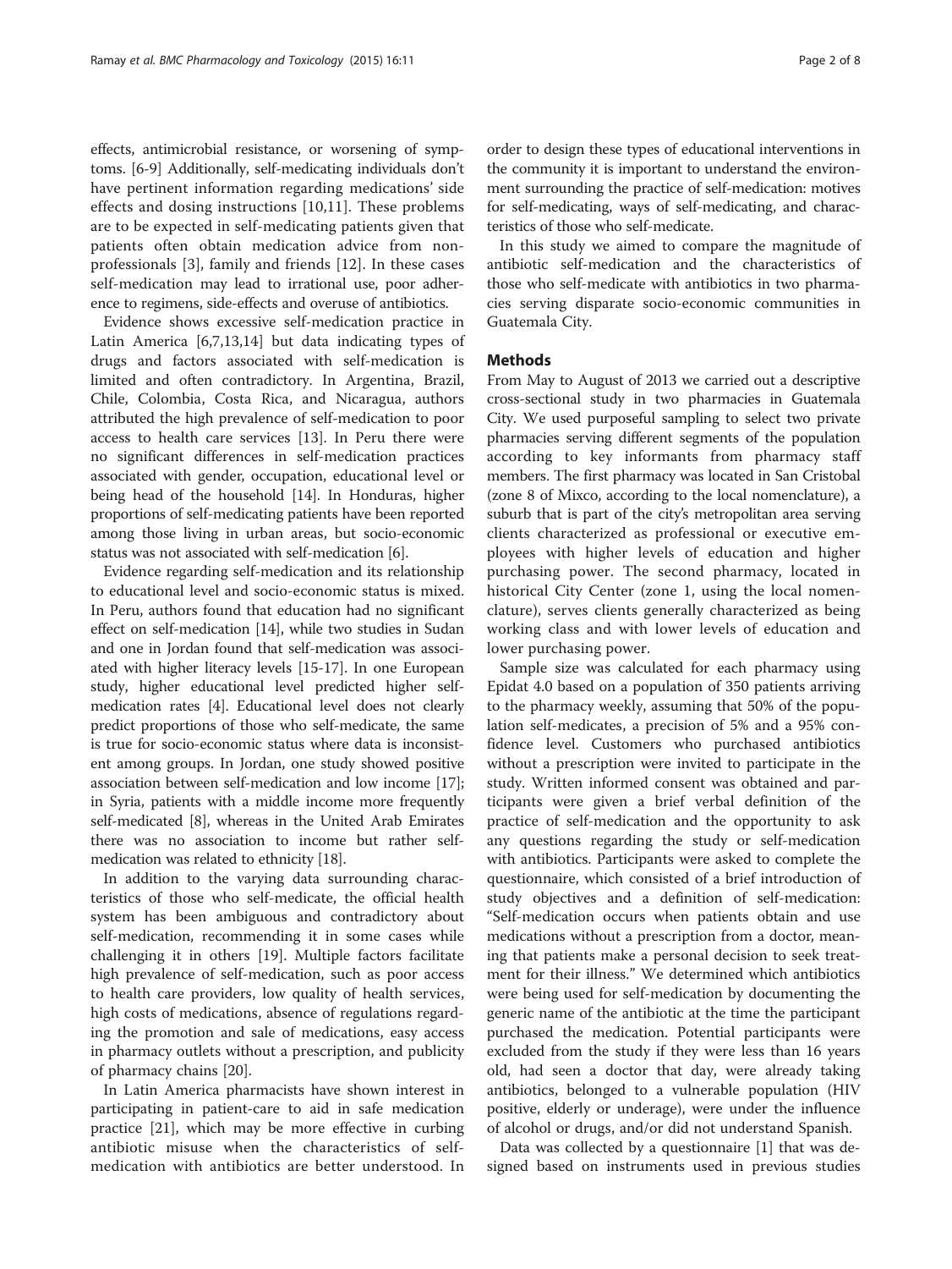effects, antimicrobial resistance, or worsening of symptoms. [6-9] Additionally, self-medicating individuals don't have pertinent information regarding medications' side effects and dosing instructions [10,11]. These problems are to be expected in self-medicating patients given that patients often obtain medication advice from non-professionals [3], family and friends [12]. In these cases self-medication may lead to irrational use, poor adherence to regimens, side-effects and overuse of antibiotics.

Evidence shows excessive self-medication practice in Latin America [6,7,13,14] but data indicating types of drugs and factors associated with self-medication is limited and often contradictory. In Argentina, Brazil, Chile, Colombia, Costa Rica, and Nicaragua, authors attributed the high prevalence of self-medication to poor access to health care services [13]. In Peru there were no significant differences in self-medication practices associated with gender, occupation, educational level or being head of the household [14]. In Honduras, higher proportions of self-medicating patients have been reported among those living in urban areas, but socio-economic status was not associated with self-medication [6].

Evidence regarding self-medication and its relationship to educational level and socio-economic status is mixed. In Peru, authors found that education had no significant effect on self-medication [14], while two studies in Sudan and one in Jordan found that self-medication was associated with higher literacy levels [15-17]. In one European study, higher educational level predicted higher self-medication rates [4]. Educational level does not clearly predict proportions of those who self-medicate, the same is true for socio-economic status where data is inconsistent among groups. In Jordan, one study showed positive association between self-medication and low income [17]; in Syria, patients with a middle income more frequently self-medicated [8], whereas in the United Arab Emirates there was no association to income but rather self-medication was related to ethnicity [18].

In addition to the varying data surrounding characteristics of those who self-medicate, the official health system has been ambiguous and contradictory about self-medication, recommending it in some cases while challenging it in others [19]. Multiple factors facilitate high prevalence of self-medication, such as poor access to health care providers, low quality of health services, high costs of medications, absence of regulations regarding the promotion and sale of medications, easy access in pharmacy outlets without a prescription, and publicity of pharmacy chains [20].

In Latin America pharmacists have shown interest in participating in patient-care to aid in safe medication practice [21], which may be more effective in curbing antibiotic misuse when the characteristics of self-medication with antibiotics are better understood. In order to design these types of educational interventions in the community it is important to understand the environment surrounding the practice of self-medication: motives for self-medicating, ways of self-medicating, and characteristics of those who self-medicate.

In this study we aimed to compare the magnitude of antibiotic self-medication and the characteristics of those who self-medicate with antibiotics in two pharmacies serving disparate socio-economic communities in Guatemala City.

## Methods

From May to August of 2013 we carried out a descriptive cross-sectional study in two pharmacies in Guatemala City. We used purposeful sampling to select two private pharmacies serving different segments of the population according to key informants from pharmacy staff members. The first pharmacy was located in San Cristobal (zone 8 of Mixco, according to the local nomenclature), a suburb that is part of the city's metropolitan area serving clients characterized as professional or executive employees with higher levels of education and higher purchasing power. The second pharmacy, located in historical City Center (zone 1, using the local nomenclature), serves clients generally characterized as being working class and with lower levels of education and lower purchasing power.

Sample size was calculated for each pharmacy using Epidat 4.0 based on a population of 350 patients arriving to the pharmacy weekly, assuming that 50% of the population self-medicates, a precision of 5% and a 95% confidence level. Customers who purchased antibiotics without a prescription were invited to participate in the study. Written informed consent was obtained and participants were given a brief verbal definition of the practice of self-medication and the opportunity to ask any questions regarding the study or self-medication with antibiotics. Participants were asked to complete the questionnaire, which consisted of a brief introduction of study objectives and a definition of self-medication: "Self-medication occurs when patients obtain and use medications without a prescription from a doctor, meaning that patients make a personal decision to seek treatment for their illness." We determined which antibiotics were being used for self-medication by documenting the generic name of the antibiotic at the time the participant purchased the medication. Potential participants were excluded from the study if they were less than 16 years old, had seen a doctor that day, were already taking antibiotics, belonged to a vulnerable population (HIV positive, elderly or underage), were under the influence of alcohol or drugs, and/or did not understand Spanish.

Data was collected by a questionnaire [1] that was designed based on instruments used in previous studies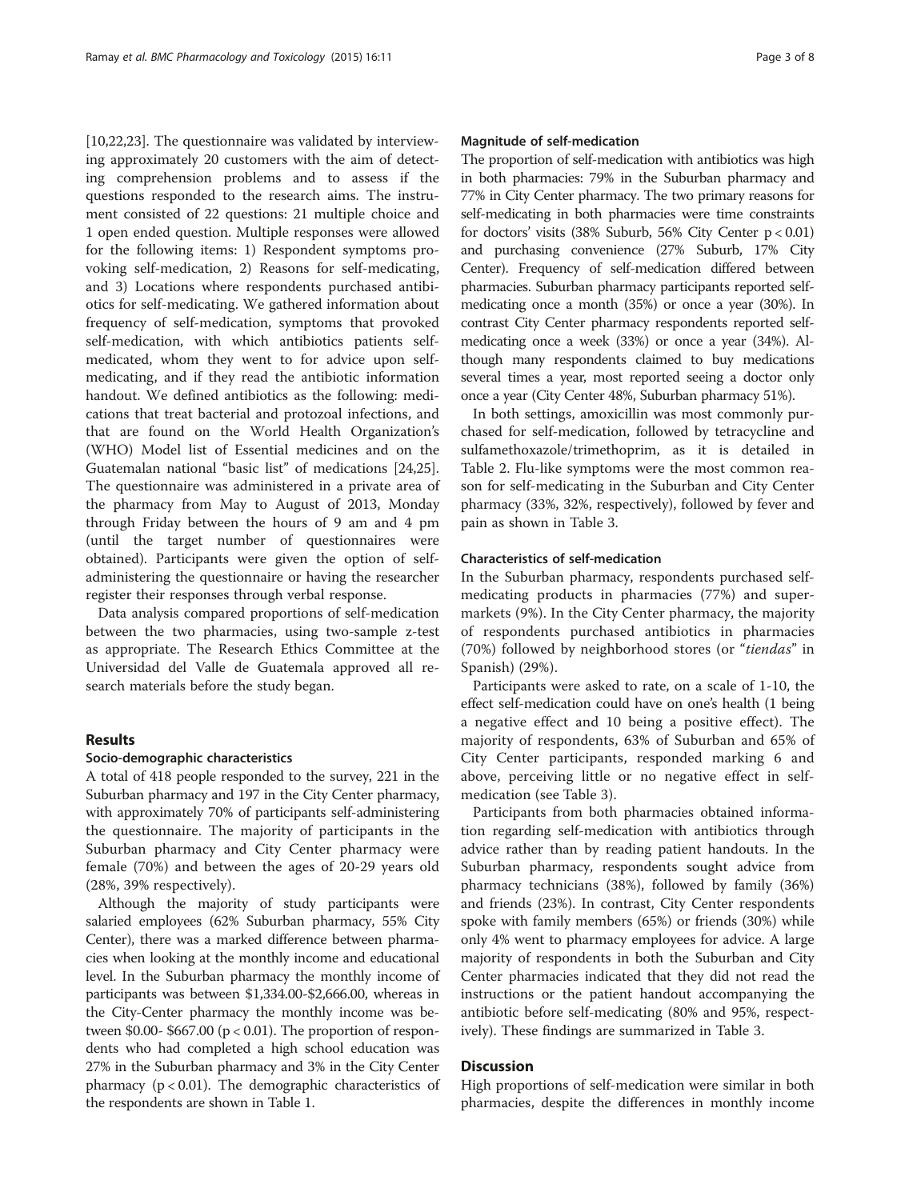[10,22,23]. The questionnaire was validated by interviewing approximately 20 customers with the aim of detecting comprehension problems and to assess if the questions responded to the research aims. The instrument consisted of 22 questions: 21 multiple choice and 1 open ended question. Multiple responses were allowed for the following items: 1) Respondent symptoms provoking self-medication, 2) Reasons for self-medicating, and 3) Locations where respondents purchased antibiotics for self-medicating. We gathered information about frequency of self-medication, symptoms that provoked self-medication, with which antibiotics patients self-medicated, whom they went to for advice upon self-medicating, and if they read the antibiotic information handout. We defined antibiotics as the following: medications that treat bacterial and protozoal infections, and that are found on the World Health Organization's (WHO) Model list of Essential medicines and on the Guatemalan national "basic list" of medications [24,25]. The questionnaire was administered in a private area of the pharmacy from May to August of 2013, Monday through Friday between the hours of 9 am and 4 pm (until the target number of questionnaires were obtained). Participants were given the option of self-administering the questionnaire or having the researcher register their responses through verbal response.

Data analysis compared proportions of self-medication between the two pharmacies, using two-sample z-test as appropriate. The Research Ethics Committee at the Universidad del Valle de Guatemala approved all research materials before the study began.

## Results

### Socio-demographic characteristics

A total of 418 people responded to the survey, 221 in the Suburban pharmacy and 197 in the City Center pharmacy, with approximately 70% of participants self-administering the questionnaire. The majority of participants in the Suburban pharmacy and City Center pharmacy were female (70%) and between the ages of 20-29 years old (28%, 39% respectively).

Although the majority of study participants were salaried employees (62% Suburban pharmacy, 55% City Center), there was a marked difference between pharmacies when looking at the monthly income and educational level. In the Suburban pharmacy the monthly income of participants was between \$1,334.00-\$2,666.00, whereas in the City-Center pharmacy the monthly income was between \$0.00- \$667.00 ($p < 0.01$). The proportion of respondents who had completed a high school education was 27% in the Suburban pharmacy and 3% in the City Center pharmacy ($p < 0.01$). The demographic characteristics of the respondents are shown in Table 1.

### Magnitude of self-medication

The proportion of self-medication with antibiotics was high in both pharmacies: 79% in the Suburban pharmacy and 77% in City Center pharmacy. The two primary reasons for self-medicating in both pharmacies were time constraints for doctors' visits (38% Suburb, 56% City Center $p < 0.01$) and purchasing convenience (27% Suburb, 17% City Center). Frequency of self-medication differed between pharmacies. Suburban pharmacy participants reported self-medicating once a month (35%) or once a year (30%). In contrast City Center pharmacy respondents reported self-medicating once a week (33%) or once a year (34%). Although many respondents claimed to buy medications several times a year, most reported seeing a doctor only once a year (City Center 48%, Suburban pharmacy 51%).

In both settings, amoxicillin was most commonly purchased for self-medication, followed by tetracycline and sulfamethoxazole/trimethoprim, as it is detailed in Table 2. Flu-like symptoms were the most common reason for self-medicating in the Suburban and City Center pharmacy (33%, 32%, respectively), followed by fever and pain as shown in Table 3.

### Characteristics of self-medication

In the Suburban pharmacy, respondents purchased self-medicating products in pharmacies (77%) and supermarkets (9%). In the City Center pharmacy, the majority of respondents purchased antibiotics in pharmacies (70%) followed by neighborhood stores (or "*tiendas*" in Spanish) (29%).

Participants were asked to rate, on a scale of 1-10, the effect self-medication could have on one's health (1 being a negative effect and 10 being a positive effect). The majority of respondents, 63% of Suburban and 65% of City Center participants, responded marking 6 and above, perceiving little or no negative effect in self-medication (see Table 3).

Participants from both pharmacies obtained information regarding self-medication with antibiotics through advice rather than by reading patient handouts. In the Suburban pharmacy, respondents sought advice from pharmacy technicians (38%), followed by family (36%) and friends (23%). In contrast, City Center respondents spoke with family members (65%) or friends (30%) while only 4% went to pharmacy employees for advice. A large majority of respondents in both the Suburban and City Center pharmacies indicated that they did not read the instructions or the patient handout accompanying the antibiotic before self-medicating (80% and 95%, respectively). These findings are summarized in Table 3.

## Discussion

High proportions of self-medication were similar in both pharmacies, despite the differences in monthly income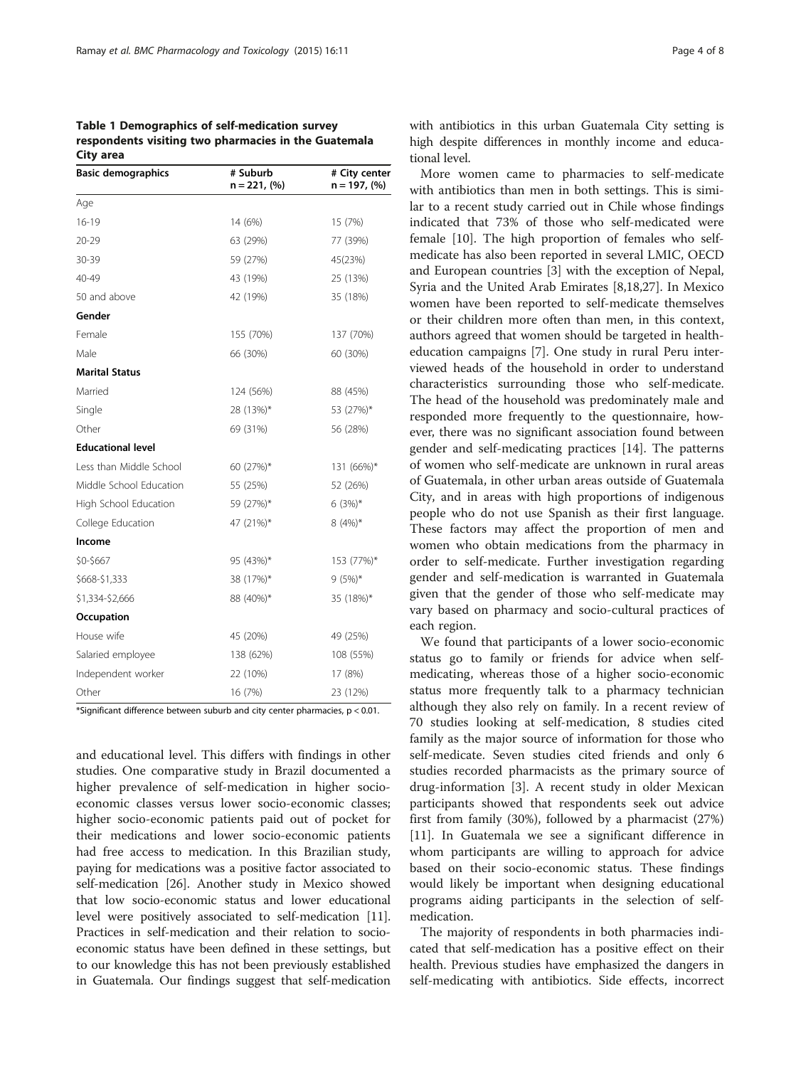**Table 1 Demographics of self-medication survey respondents visiting two pharmacies in the Guatemala City area**

| Basic demographics | # Suburb n = 221, (%) | # City center n = 197, (%) |
|---|---|---|
| Age | | |
| 16-19 | 14 (6%) | 15 (7%) |
| 20-29 | 63 (29%) | 77 (39%) |
| 30-39 | 59 (27%) | 45(23%) |
| 40-49 | 43 (19%) | 25 (13%) |
| 50 and above | 42 (19%) | 35 (18%) |
| **Gender** | | |
| Female | 155 (70%) | 137 (70%) |
| Male | 66 (30%) | 60 (30%) |
| **Marital Status** | | |
| Married | 124 (56%) | 88 (45%) |
| Single | 28 (13%)* | 53 (27%)* |
| Other | 69 (31%) | 56 (28%) |
| **Educational level** | | |
| Less than Middle School | 60 (27%)* | 131 (66%)* |
| Middle School Education | 55 (25%) | 52 (26%) |
| High School Education | 59 (27%)* | 6 (3%)* |
| College Education | 47 (21%)* | 8 (4%)* |
| **Income** | | |
| $0-$667 | 95 (43%)* | 153 (77%)* |
| $668-$1,333 | 38 (17%)* | 9 (5%)* |
| $1,334-$2,666 | 88 (40%)* | 35 (18%)* |
| **Occupation** | | |
| House wife | 45 (20%) | 49 (25%) |
| Salaried employee | 138 (62%) | 108 (55%) |
| Independent worker | 22 (10%) | 17 (8%) |
| Other | 16 (7%) | 23 (12%) |

*Significant difference between suburb and city center pharmacies, $p < 0.01$.

and educational level. This differs with findings in other studies. One comparative study in Brazil documented a higher prevalence of self-medication in higher socio-economic classes versus lower socio-economic classes; higher socio-economic patients paid out of pocket for their medications and lower socio-economic patients had free access to medication. In this Brazilian study, paying for medications was a positive factor associated to self-medication [26]. Another study in Mexico showed that low socio-economic status and lower educational level were positively associated to self-medication [11]. Practices in self-medication and their relation to socio-economic status have been defined in these settings, but to our knowledge this has not been previously established in Guatemala. Our findings suggest that self-medication with antibiotics in this urban Guatemala City setting is high despite differences in monthly income and educational level.

More women came to pharmacies to self-medicate with antibiotics than men in both settings. This is similar to a recent study carried out in Chile whose findings indicated that 73% of those who self-medicated were female [10]. The high proportion of females who self-medicate has also been reported in several LMIC, OECD and European countries [3] with the exception of Nepal, Syria and the United Arab Emirates [8,18,27]. In Mexico women have been reported to self-medicate themselves or their children more often than men, in this context, authors agreed that women should be targeted in health-education campaigns [7]. One study in rural Peru interviewed heads of the household in order to understand characteristics surrounding those who self-medicate. The head of the household was predominately male and responded more frequently to the questionnaire, however, there was no significant association found between gender and self-medicating practices [14]. The patterns of women who self-medicate are unknown in rural areas of Guatemala, in other urban areas outside of Guatemala City, and in areas with high proportions of indigenous people who do not use Spanish as their first language. These factors may affect the proportion of men and women who obtain medications from the pharmacy in order to self-medicate. Further investigation regarding gender and self-medication is warranted in Guatemala given that the gender of those who self-medicate may vary based on pharmacy and socio-cultural practices of each region.

We found that participants of a lower socio-economic status go to family or friends for advice when self-medicating, whereas those of a higher socio-economic status more frequently talk to a pharmacy technician although they also rely on family. In a recent review of 70 studies looking at self-medication, 8 studies cited family as the major source of information for those who self-medicate. Seven studies cited friends and only 6 studies recorded pharmacists as the primary source of drug-information [3]. A recent study in older Mexican participants showed that respondents seek out advice first from family (30%), followed by a pharmacist (27%) [11]. In Guatemala we see a significant difference in whom participants are willing to approach for advice based on their socio-economic status. These findings would likely be important when designing educational programs aiding participants in the selection of self-medication.

The majority of respondents in both pharmacies indicated that self-medication has a positive effect on their health. Previous studies have emphasized the dangers in self-medicating with antibiotics. Side effects, incorrect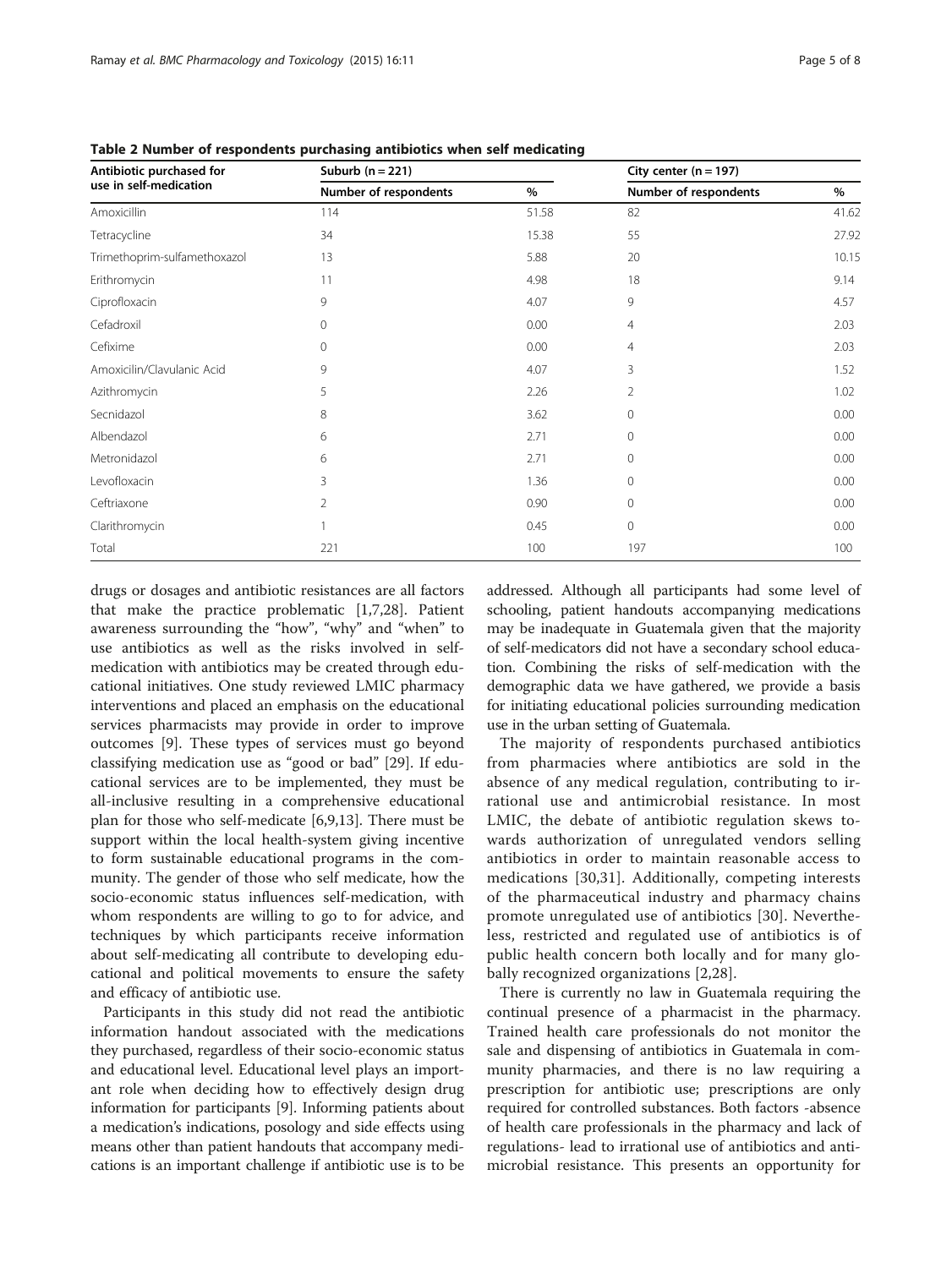**Table 2 Number of respondents purchasing antibiotics when self medicating**

| Antibiotic purchased for use in self-medication | Suburb (n = 221) | | City center (n = 197) | |
|---|---|---|---|---|
| | Number of respondents | % | Number of respondents | % |
| Amoxicillin | 114 | 51.58 | 82 | 41.62 |
| Tetracycline | 34 | 15.38 | 55 | 27.92 |
| Trimethoprim-sulfamethoxazol | 13 | 5.88 | 20 | 10.15 |
| Erithromycin | 11 | 4.98 | 18 | 9.14 |
| Ciprofloxacin | 9 | 4.07 | 9 | 4.57 |
| Cefadroxil | 0 | 0.00 | 4 | 2.03 |
| Cefixime | 0 | 0.00 | 4 | 2.03 |
| Amoxicilin/Clavulanic Acid | 9 | 4.07 | 3 | 1.52 |
| Azithromycin | 5 | 2.26 | 2 | 1.02 |
| Secnidazol | 8 | 3.62 | 0 | 0.00 |
| Albendazol | 6 | 2.71 | 0 | 0.00 |
| Metronidazol | 6 | 2.71 | 0 | 0.00 |
| Levofloxacin | 3 | 1.36 | 0 | 0.00 |
| Ceftriaxone | 2 | 0.90 | 0 | 0.00 |
| Clarithromycin | 1 | 0.45 | 0 | 0.00 |
| Total | 221 | 100 | 197 | 100 |

drugs or dosages and antibiotic resistances are all factors that make the practice problematic [1,7,28]. Patient awareness surrounding the "how", "why" and "when" to use antibiotics as well as the risks involved in self-medication with antibiotics may be created through educational initiatives. One study reviewed LMIC pharmacy interventions and placed an emphasis on the educational services pharmacists may provide in order to improve outcomes [9]. These types of services must go beyond classifying medication use as "good or bad" [29]. If educational services are to be implemented, they must be all-inclusive resulting in a comprehensive educational plan for those who self-medicate [6,9,13]. There must be support within the local health-system giving incentive to form sustainable educational programs in the community. The gender of those who self medicate, how the socio-economic status influences self-medication, with whom respondents are willing to go to for advice, and techniques by which participants receive information about self-medicating all contribute to developing educational and political movements to ensure the safety and efficacy of antibiotic use.

Participants in this study did not read the antibiotic information handout associated with the medications they purchased, regardless of their socio-economic status and educational level. Educational level plays an important role when deciding how to effectively design drug information for participants [9]. Informing patients about a medication's indications, posology and side effects using means other than patient handouts that accompany medications is an important challenge if antibiotic use is to be addressed. Although all participants had some level of schooling, patient handouts accompanying medications may be inadequate in Guatemala given that the majority of self-medicators did not have a secondary school education. Combining the risks of self-medication with the demographic data we have gathered, we provide a basis for initiating educational policies surrounding medication use in the urban setting of Guatemala.

The majority of respondents purchased antibiotics from pharmacies where antibiotics are sold in the absence of any medical regulation, contributing to irrational use and antimicrobial resistance. In most LMIC, the debate of antibiotic regulation skews towards authorization of unregulated vendors selling antibiotics in order to maintain reasonable access to medications [30,31]. Additionally, competing interests of the pharmaceutical industry and pharmacy chains promote unregulated use of antibiotics [30]. Nevertheless, restricted and regulated use of antibiotics is of public health concern both locally and for many globally recognized organizations [2,28].

There is currently no law in Guatemala requiring the continual presence of a pharmacist in the pharmacy. Trained health care professionals do not monitor the sale and dispensing of antibiotics in Guatemala in community pharmacies, and there is no law requiring a prescription for antibiotic use; prescriptions are only required for controlled substances. Both factors -absence of health care professionals in the pharmacy and lack of regulations- lead to irrational use of antibiotics and antimicrobial resistance. This presents an opportunity for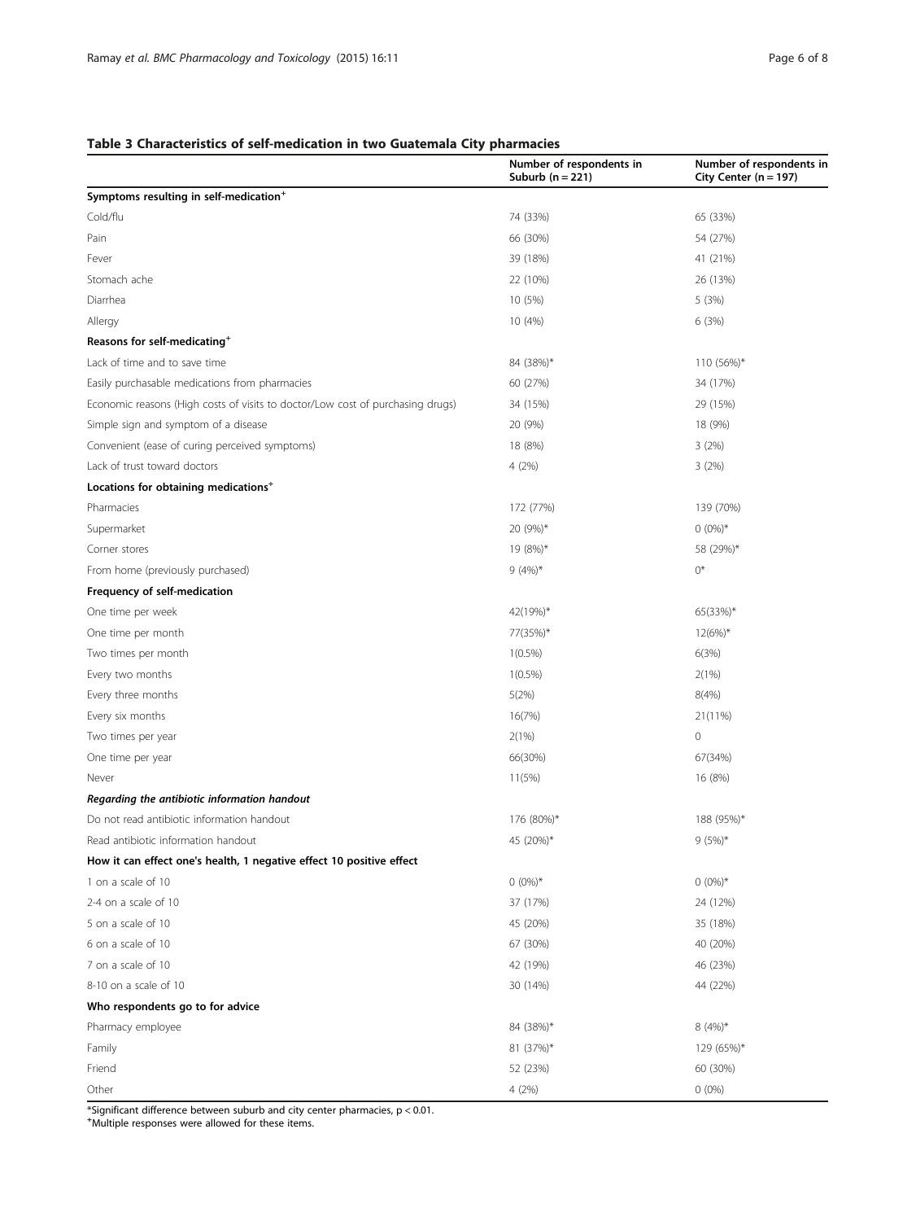**Table 3 Characteristics of self-medication in two Guatemala City pharmacies**

| | Number of respondents in Suburb (n = 221) | Number of respondents in City Center (n = 197) |
|---|---|---|
| **Symptoms resulting in self-medication⁺** | | |
| Cold/flu | 74 (33%) | 65 (33%) |
| Pain | 66 (30%) | 54 (27%) |
| Fever | 39 (18%) | 41 (21%) |
| Stomach ache | 22 (10%) | 26 (13%) |
| Diarrhea | 10 (5%) | 5 (3%) |
| Allergy | 10 (4%) | 6 (3%) |
| **Reasons for self-medicating⁺** | | |
| Lack of time and to save time | 84 (38%)* | 110 (56%)* |
| Easily purchasable medications from pharmacies | 60 (27%) | 34 (17%) |
| Economic reasons (High costs of visits to doctor/Low cost of purchasing drugs) | 34 (15%) | 29 (15%) |
| Simple sign and symptom of a disease | 20 (9%) | 18 (9%) |
| Convenient (ease of curing perceived symptoms) | 18 (8%) | 3 (2%) |
| Lack of trust toward doctors | 4 (2%) | 3 (2%) |
| **Locations for obtaining medications⁺** | | |
| Pharmacies | 172 (77%) | 139 (70%) |
| Supermarket | 20 (9%)* | 0 (0%)* |
| Corner stores | 19 (8%)* | 58 (29%)* |
| From home (previously purchased) | 9 (4%)* | 0* |
| **Frequency of self-medication** | | |
| One time per week | 42(19%)* | 65(33%)* |
| One time per month | 77(35%)* | 12(6%)* |
| Two times per month | 1(0.5%) | 6(3%) |
| Every two months | 1(0.5%) | 2(1%) |
| Every three months | 5(2%) | 8(4%) |
| Every six months | 16(7%) | 21(11%) |
| Two times per year | 2(1%) | 0 |
| One time per year | 66(30%) | 67(34%) |
| Never | 11(5%) | 16 (8%) |
| ***Regarding the antibiotic information handout*** | | |
| Do not read antibiotic information handout | 176 (80%)* | 188 (95%)* |
| Read antibiotic information handout | 45 (20%)* | 9 (5%)* |
| **How it can effect one's health, 1 negative effect 10 positive effect** | | |
| 1 on a scale of 10 | 0 (0%)* | 0 (0%)* |
| 2-4 on a scale of 10 | 37 (17%) | 24 (12%) |
| 5 on a scale of 10 | 45 (20%) | 35 (18%) |
| 6 on a scale of 10 | 67 (30%) | 40 (20%) |
| 7 on a scale of 10 | 42 (19%) | 46 (23%) |
| 8-10 on a scale of 10 | 30 (14%) | 44 (22%) |
| **Who respondents go to for advice** | | |
| Pharmacy employee | 84 (38%)* | 8 (4%)* |
| Family | 81 (37%)* | 129 (65%)* |
| Friend | 52 (23%) | 60 (30%) |
| Other | 4 (2%) | 0 (0%) |

*Significant difference between suburb and city center pharmacies, $p < 0.01$.
⁺Multiple responses were allowed for these items.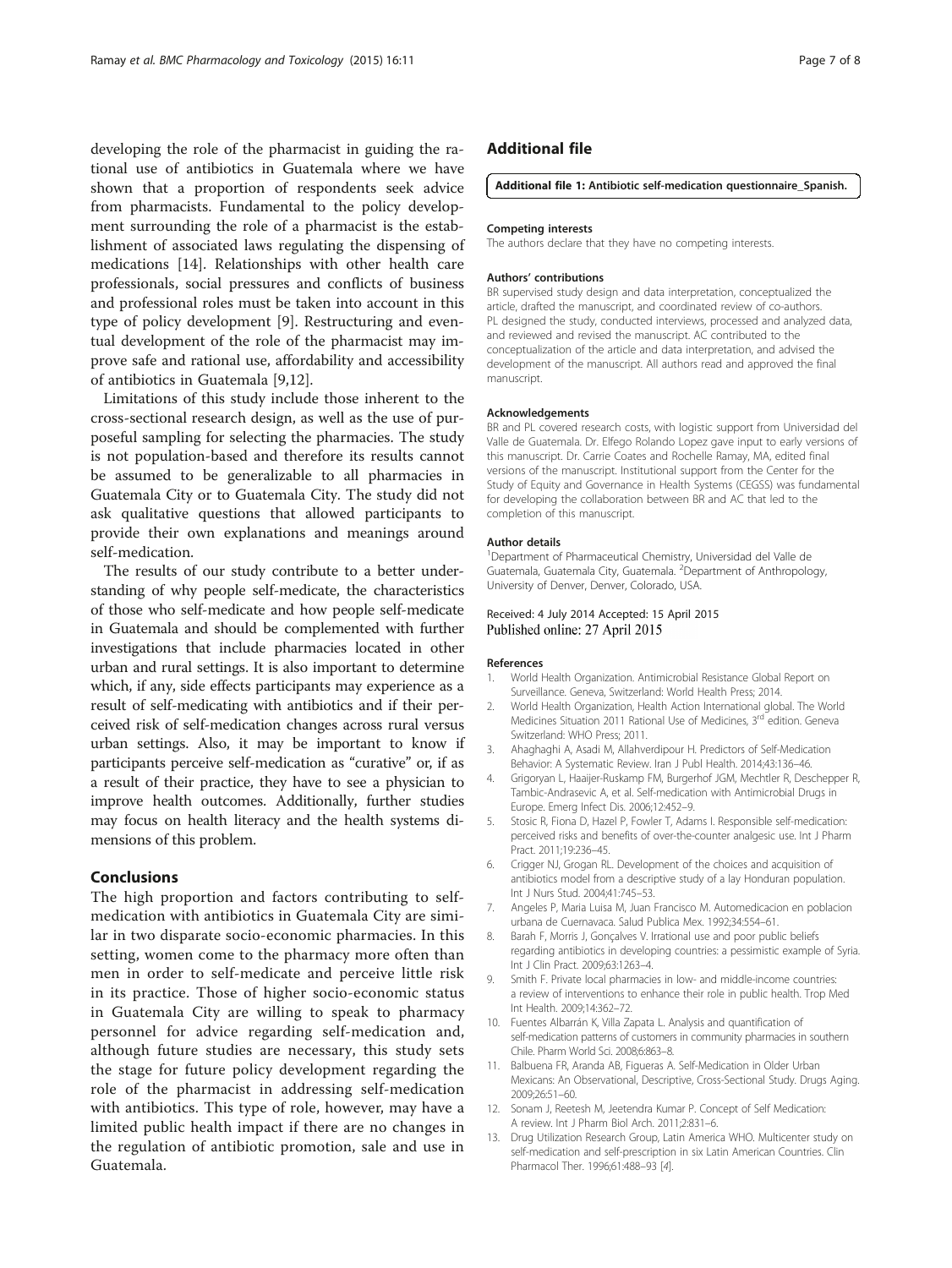developing the role of the pharmacist in guiding the rational use of antibiotics in Guatemala where we have shown that a proportion of respondents seek advice from pharmacists. Fundamental to the policy development surrounding the role of a pharmacist is the establishment of associated laws regulating the dispensing of medications [14]. Relationships with other health care professionals, social pressures and conflicts of business and professional roles must be taken into account in this type of policy development [9]. Restructuring and eventual development of the role of the pharmacist may improve safe and rational use, affordability and accessibility of antibiotics in Guatemala [9,12].

Limitations of this study include those inherent to the cross-sectional research design, as well as the use of purposeful sampling for selecting the pharmacies. The study is not population-based and therefore its results cannot be assumed to be generalizable to all pharmacies in Guatemala City or to Guatemala City. The study did not ask qualitative questions that allowed participants to provide their own explanations and meanings around self-medication.

The results of our study contribute to a better understanding of why people self-medicate, the characteristics of those who self-medicate and how people self-medicate in Guatemala and should be complemented with further investigations that include pharmacies located in other urban and rural settings. It is also important to determine which, if any, side effects participants may experience as a result of self-medicating with antibiotics and if their perceived risk of self-medication changes across rural versus urban settings. Also, it may be important to know if participants perceive self-medication as "curative" or, if as a result of their practice, they have to see a physician to improve health outcomes. Additionally, further studies may focus on health literacy and the health systems dimensions of this problem.

## Conclusions

The high proportion and factors contributing to self-medication with antibiotics in Guatemala City are similar in two disparate socio-economic pharmacies. In this setting, women come to the pharmacy more often than men in order to self-medicate and perceive little risk in its practice. Those of higher socio-economic status in Guatemala City are willing to speak to pharmacy personnel for advice regarding self-medication and, although future studies are necessary, this study sets the stage for future policy development regarding the role of the pharmacist in addressing self-medication with antibiotics. This type of role, however, may have a limited public health impact if there are no changes in the regulation of antibiotic promotion, sale and use in Guatemala.

## Additional file

**Additional file 1: Antibiotic self-medication questionnaire_Spanish.**

#### Competing interests

The authors declare that they have no competing interests.

#### Authors' contributions

BR supervised study design and data interpretation, conceptualized the article, drafted the manuscript, and coordinated review of co-authors. PL designed the study, conducted interviews, processed and analyzed data, and reviewed and revised the manuscript. AC contributed to the conceptualization of the article and data interpretation, and advised the development of the manuscript. All authors read and approved the final manuscript.

#### Acknowledgements

BR and PL covered research costs, with logistic support from Universidad del Valle de Guatemala. Dr. Elfego Rolando Lopez gave input to early versions of this manuscript. Dr. Carrie Coates and Rochelle Ramay, MA, edited final versions of the manuscript. Institutional support from the Center for the Study of Equity and Governance in Health Systems (CEGSS) was fundamental for developing the collaboration between BR and AC that led to the completion of this manuscript.

#### Author details

[1]Department of Pharmaceutical Chemistry, Universidad del Valle de Guatemala, Guatemala City, Guatemala. [2]Department of Anthropology, University of Denver, Denver, Colorado, USA.

Received: 4 July 2014 Accepted: 15 April 2015
Published online: 27 April 2015

#### References

1. World Health Organization. Antimicrobial Resistance Global Report on Surveillance. Geneva, Switzerland: World Health Press; 2014.
2. World Health Organization, Health Action International global. The World Medicines Situation 2011 Rational Use of Medicines, 3rd edition. Geneva Switzerland: WHO Press; 2011.
3. Ahaghaghi A, Asadi M, Allahverdipour H. Predictors of Self-Medication Behavior: A Systematic Review. Iran J Publ Health. 2014;43:136–46.
4. Grigoryan L, Haaijer-Ruskamp FM, Burgerhof JGM, Mechtler R, Deschepper R, Tambic-Andrasevic A, et al. Self-medication with Antimicrobial Drugs in Europe. Emerg Infect Dis. 2006;12:452–9.
5. Stosic R, Fiona D, Hazel P, Fowler T, Adams I. Responsible self-medication: perceived risks and benefits of over-the-counter analgesic use. Int J Pharm Pract. 2011;19:236–45.
6. Crigger NJ, Grogan RL. Development of the choices and acquisition of antibiotics model from a descriptive study of a lay Honduran population. Int J Nurs Stud. 2004;41:745–53.
7. Angeles P, Maria Luisa M, Juan Francisco M. Automedicacion en poblacion urbana de Cuernavaca. Salud Publica Mex. 1992;34:554–61.
8. Barah F, Morris J, Gonçalves V. Irrational use and poor public beliefs regarding antibiotics in developing countries: a pessimistic example of Syria. Int J Clin Pract. 2009;63:1263–4.
9. Smith F. Private local pharmacies in low- and middle-income countries: a review of interventions to enhance their role in public health. Trop Med Int Health. 2009;14:362–72.
10. Fuentes Albarrán K, Villa Zapata L. Analysis and quantification of self-medication patterns of customers in community pharmacies in southern Chile. Pharm World Sci. 2008;6:863–8.
11. Balbuena FR, Aranda AB, Figueras A. Self-Medication in Older Urban Mexicans: An Observational, Descriptive, Cross-Sectional Study. Drugs Aging. 2009;26:51–60.
12. Sonam J, Reetesh M, Jeetendra Kumar P. Concept of Self Medication: A review. Int J Pharm Biol Arch. 2011;2:831–6.
13. Drug Utilization Research Group, Latin America WHO. Multicenter study on self-medication and self-prescription in six Latin American Countries. Clin Pharmacol Ther. 1996;61:488–93 [4].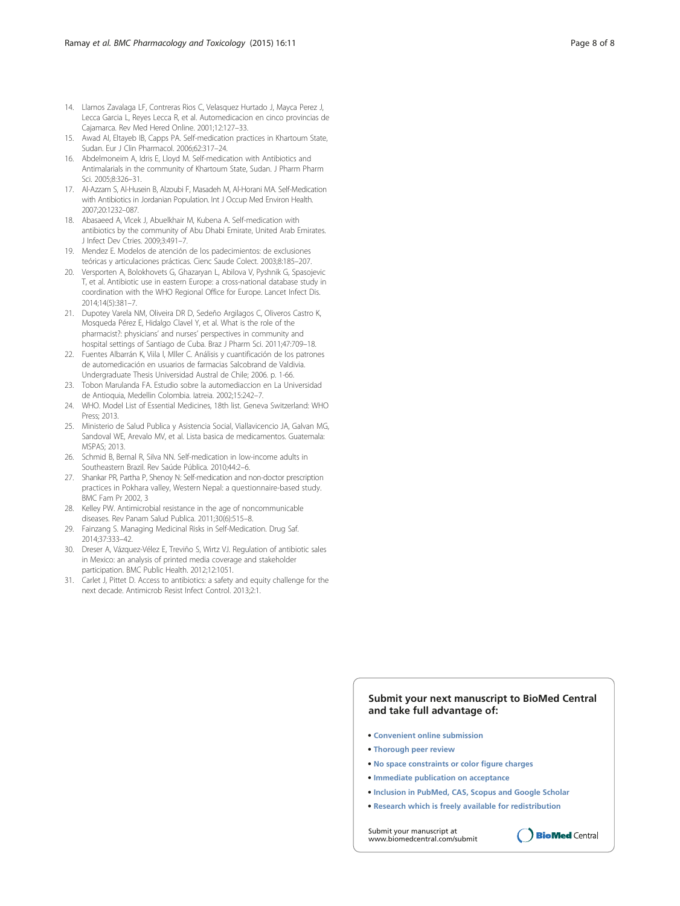14. Llamos Zavalaga LF, Contreras Rios C, Velasquez Hurtado J, Mayca Perez J, Lecca Garcia L, Reyes Lecca R, et al. Automedicacion en cinco provincias de Cajamarca. Rev Med Hered Online. 2001;12:127–33.
15. Awad AI, Eltayeb IB, Capps PA. Self-medication practices in Khartoum State, Sudan. Eur J Clin Pharmacol. 2006;62:317–24.
16. Abdelmoneim A, Idris E, Lloyd M. Self-medication with Antibiotics and Antimalarials in the community of Khartoum State, Sudan. J Pharm Pharm Sci. 2005;8:326–31.
17. Al-Azzam S, Al-Husein B, Alzoubi F, Masadeh M, Al-Horani MA. Self-Medication with Antibiotics in Jordanian Population. Int J Occup Med Environ Health. 2007;20:1232–087.
18. Abasaeed A, Vlcek J, Abuelkhair M, Kubena A. Self-medication with antibiotics by the community of Abu Dhabi Emirate, United Arab Emirates. J Infect Dev Ctries. 2009;3:491–7.
19. Mendez E. Modelos de atención de los padecimientos: de exclusiones teóricas y articulaciones prácticas. Cienc Saude Colect. 2003;8:185–207.
20. Versporten A, Bolokhovets G, Ghazaryan L, Abilova V, Pyshnik G, Spasojevic T, et al. Antibiotic use in eastern Europe: a cross-national database study in coordination with the WHO Regional Office for Europe. Lancet Infect Dis. 2014;14(5):381–7.
21. Dupotey Varela NM, Oliveira DR D, Sedeño Argilagos C, Oliveros Castro K, Mosqueda Pérez E, Hidalgo Clavel Y, et al. What is the role of the pharmacist?: physicians' and nurses' perspectives in community and hospital settings of Santiago de Cuba. Braz J Pharm Sci. 2011;47:709–18.
22. Fuentes Albarrán K, Viila I, MIler C. Análisis y cuantificación de los patrones de automedicación en usuarios de farmacias Salcobrand de Valdivia. Undergraduate Thesis Universidad Austral de Chile; 2006. p. 1-66.
23. Tobon Marulanda FA. Estudio sobre la automediaccion en La Universidad de Antioquia, Medellin Colombia. Iatreia. 2002;15:242–7.
24. WHO. Model List of Essential Medicines, 18th list. Geneva Switzerland: WHO Press; 2013.
25. Ministerio de Salud Publica y Asistencia Social, Viallavicencio JA, Galvan MG, Sandoval WE, Arevalo MV, et al. Lista basica de medicamentos. Guatemala: MSPAS; 2013.
26. Schmid B, Bernal R, Silva NN. Self-medication in low-income adults in Southeastern Brazil. Rev Saúde Pública. 2010;44:2–6.
27. Shankar PR, Partha P, Shenoy N: Self-medication and non-doctor prescription practices in Pokhara valley, Western Nepal: a questionnaire-based study. BMC Fam Pr 2002, 3
28. Kelley PW. Antimicrobial resistance in the age of noncommunicable diseases. Rev Panam Salud Publica. 2011;30(6):515–8.
29. Fainzang S. Managing Medicinal Risks in Self-Medication. Drug Saf. 2014;37:333–42.
30. Dreser A, Vázquez-Vélez E, Treviño S, Wirtz VJ. Regulation of antibiotic sales in Mexico: an analysis of printed media coverage and stakeholder participation. BMC Public Health. 2012;12:1051.
31. Carlet J, Pittet D. Access to antibiotics: a safety and equity challenge for the next decade. Antimicrob Resist Infect Control. 2013;2:1.

**Submit your next manuscript to BioMed Central and take full advantage of:**

- Convenient online submission
- Thorough peer review
- No space constraints or color figure charges
- Immediate publication on acceptance
- Inclusion in PubMed, CAS, Scopus and Google Scholar
- Research which is freely available for redistribution

Submit your manuscript at
www.biomedcentral.com/submit

BioMed Central